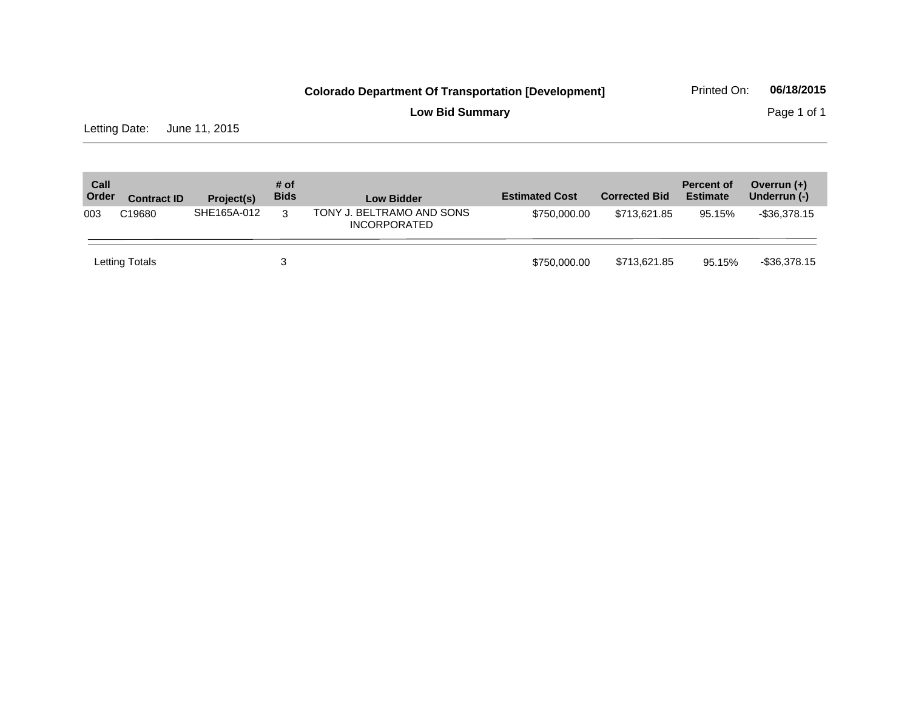**Colorado Department Of Transportation [Development]**

Printed On: **06/18/2015**

**Low Bid Summary**

Letting Date: June 11, 2015

| Call Order | Contract ID | Project(s) | # of Bids | Low Bidder | Estimated Cost | Corrected Bid | Percent of Estimate | Overrun (+) Underrun (-) |
|---|---|---|---|---|---|---|---|---|
| 003 | C19680 | SHE165A-012 | 3 | TONY J. BELTRAMO AND SONS INCORPORATED | $750,000.00 | $713,621.85 | 95.15% | -$36,378.15 |
| Letting Totals | | | 3 | | $750,000.00 | $713,621.85 | 95.15% | -$36,378.15 |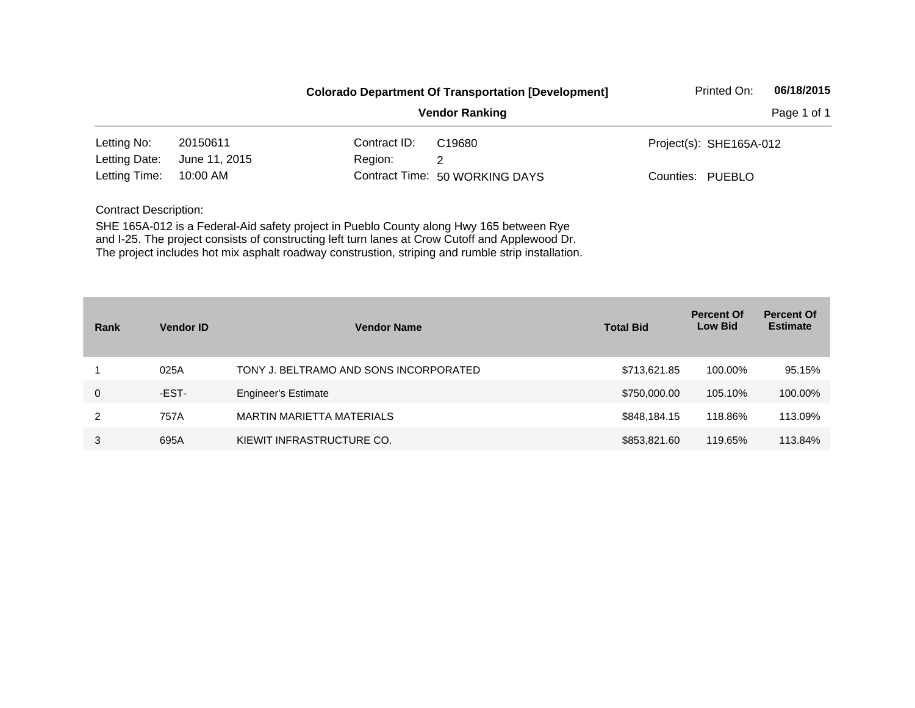**Colorado Department Of Transportation [Development]**

Printed On: **06/18/2015**

**Vendor Ranking**

| | | | | | |
|---|---|---|---|---|---|
| Letting No: | 20150611 | Contract ID: | C19680 | Project(s): | SHE165A-012 |
| Letting Date: | June 11, 2015 | Region: | 2 | | |
| Letting Time: | 10:00 AM | Contract Time: | 50 WORKING DAYS | Counties: | PUEBLO |

Contract Description:

SHE 165A-012 is a Federal-Aid safety project in Pueblo County along Hwy 165 between Rye and I-25. The project consists of constructing left turn lanes at Crow Cutoff and Applewood Dr. The project includes hot mix asphalt roadway construstion, striping and rumble strip installation.

| Rank | Vendor ID | Vendor Name | Total Bid | Percent Of Low Bid | Percent Of Estimate |
|---|---|---|---|---|---|
| 1 | 025A | TONY J. BELTRAMO AND SONS INCORPORATED | $713,621.85 | 100.00% | 95.15% |
| 0 | -EST- | Engineer's Estimate | $750,000.00 | 105.10% | 100.00% |
| 2 | 757A | MARTIN MARIETTA MATERIALS | $848,184.15 | 118.86% | 113.09% |
| 3 | 695A | KIEWIT INFRASTRUCTURE CO. | $853,821.60 | 119.65% | 113.84% |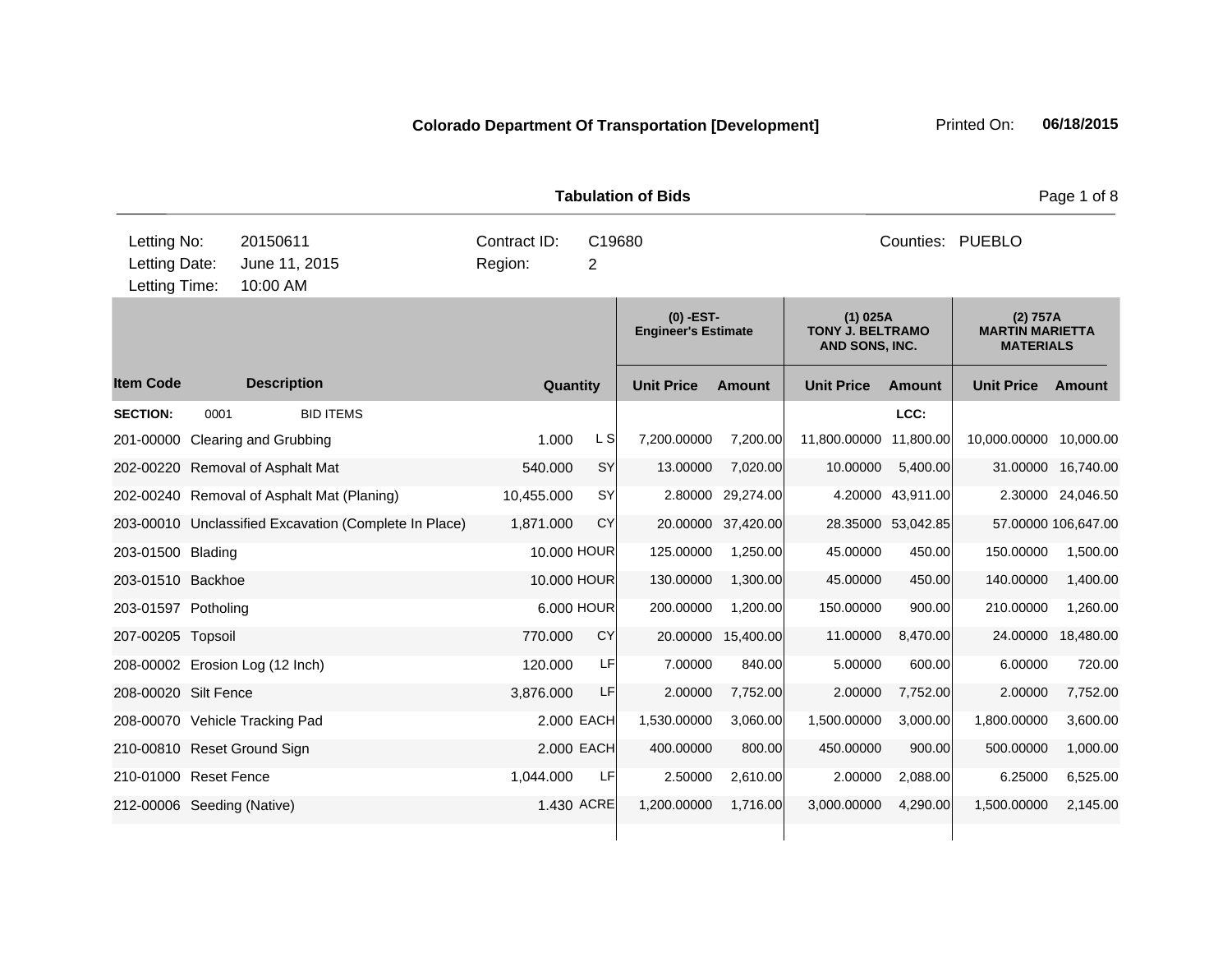**Colorado Department Of Transportation [Development]**

Printed On: **06/18/2015**

## Tabulation of Bids

| | | |
|---|---|---|
| Letting No: 20150611 | Contract ID: C19680 | Counties: PUEBLO |
| Letting Date: June 11, 2015 | Region: 2 | |
| Letting Time: 10:00 AM | | |

| Item Code | Description | Quantity | | (0) -EST- Engineer's Estimate | | (1) 025A TONY J. BELTRAMO AND SONS, INC. | | (2) 757A MARTIN MARIETTA MATERIALS | |
|---|---|---|---|---|---|---|---|---|---|
| | | | | Unit Price | Amount | Unit Price | Amount | Unit Price | Amount |
| **SECTION:** | 0001 BID ITEMS | | | | | | LCC: | | |
| 201-00000 | Clearing and Grubbing | 1.000 | L S | 7,200.00000 | 7,200.00 | 11,800.00000 | 11,800.00 | 10,000.00000 | 10,000.00 |
| 202-00220 | Removal of Asphalt Mat | 540.000 | SY | 13.00000 | 7,020.00 | 10.00000 | 5,400.00 | 31.00000 | 16,740.00 |
| 202-00240 | Removal of Asphalt Mat (Planing) | 10,455.000 | SY | 2.80000 | 29,274.00 | 4.20000 | 43,911.00 | 2.30000 | 24,046.50 |
| 203-00010 | Unclassified Excavation (Complete In Place) | 1,871.000 | CY | 20.00000 | 37,420.00 | 28.35000 | 53,042.85 | 57.00000 | 106,647.00 |
| 203-01500 | Blading | 10.000 | HOUR | 125.00000 | 1,250.00 | 45.00000 | 450.00 | 150.00000 | 1,500.00 |
| 203-01510 | Backhoe | 10.000 | HOUR | 130.00000 | 1,300.00 | 45.00000 | 450.00 | 140.00000 | 1,400.00 |
| 203-01597 | Potholing | 6.000 | HOUR | 200.00000 | 1,200.00 | 150.00000 | 900.00 | 210.00000 | 1,260.00 |
| 207-00205 | Topsoil | 770.000 | CY | 20.00000 | 15,400.00 | 11.00000 | 8,470.00 | 24.00000 | 18,480.00 |
| 208-00002 | Erosion Log (12 Inch) | 120.000 | LF | 7.00000 | 840.00 | 5.00000 | 600.00 | 6.00000 | 720.00 |
| 208-00020 | Silt Fence | 3,876.000 | LF | 2.00000 | 7,752.00 | 2.00000 | 7,752.00 | 2.00000 | 7,752.00 |
| 208-00070 | Vehicle Tracking Pad | 2.000 | EACH | 1,530.00000 | 3,060.00 | 1,500.00000 | 3,000.00 | 1,800.00000 | 3,600.00 |
| 210-00810 | Reset Ground Sign | 2.000 | EACH | 400.00000 | 800.00 | 450.00000 | 900.00 | 500.00000 | 1,000.00 |
| 210-01000 | Reset Fence | 1,044.000 | LF | 2.50000 | 2,610.00 | 2.00000 | 2,088.00 | 6.25000 | 6,525.00 |
| 212-00006 | Seeding (Native) | 1.430 | ACRE | 1,200.00000 | 1,716.00 | 3,000.00000 | 4,290.00 | 1,500.00000 | 2,145.00 |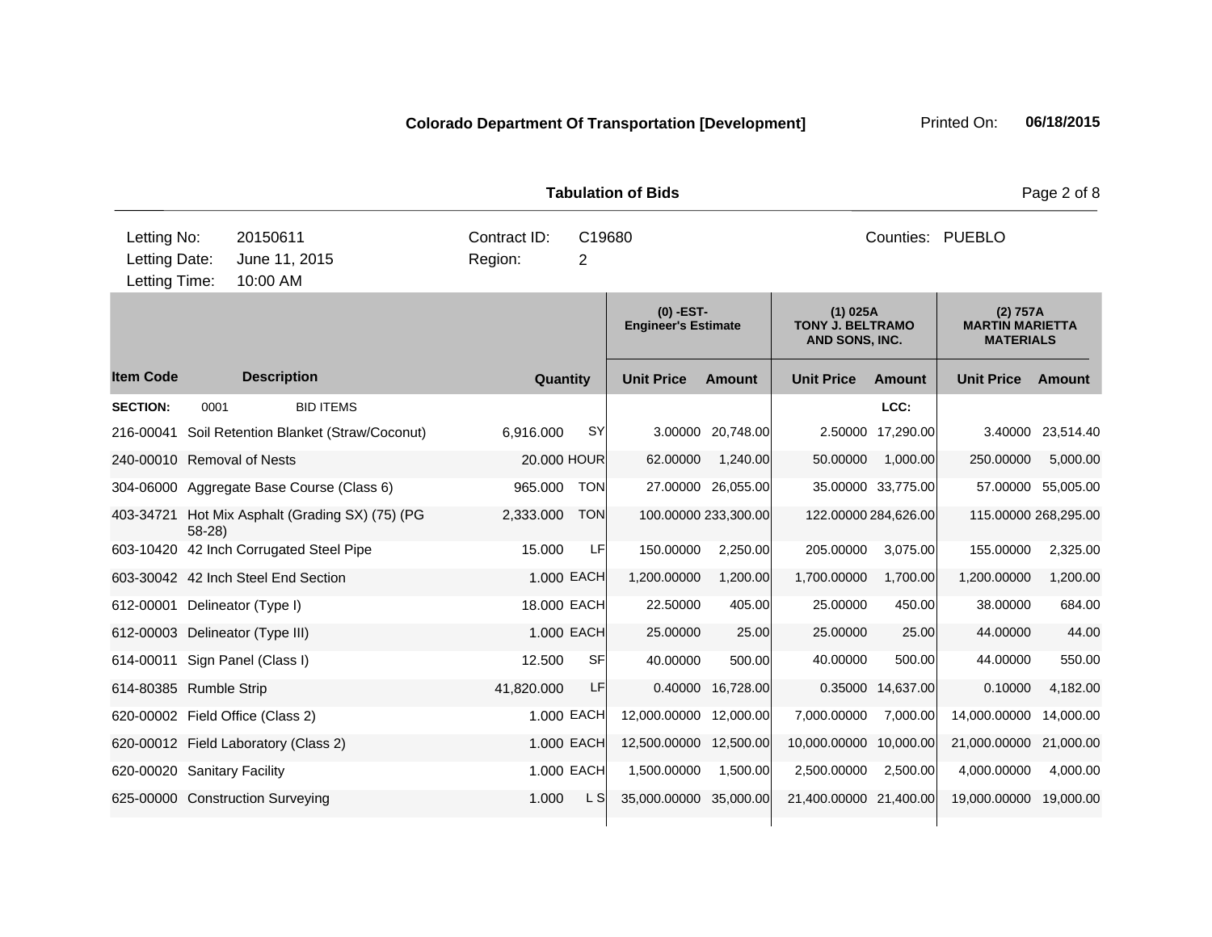**Colorado Department Of Transportation [Development]** Printed On: **06/18/2015**

**Tabulation of Bids**

| Letting No: | 20150611 | Contract ID: | C19680 | Counties: | PUEBLO |
|---|---|---|---|---|---|
| Letting Date: | June 11, 2015 | Region: | 2 | | |
| Letting Time: | 10:00 AM | | | | |

| | | | | (0) -EST- Engineer's Estimate | | (1) 025A TONY J. BELTRAMO AND SONS, INC. | | (2) 757A MARTIN MARIETTA MATERIALS | |
|---|---|---|---|---|---|---|---|---|---|
| **Item Code** | **Description** | **Quantity** | | **Unit Price** | **Amount** | **Unit Price** | **Amount** | **Unit Price** | **Amount** |
| **SECTION:** | 0001 BID ITEMS | | | | | | LCC: | | |
| 216-00041 | Soil Retention Blanket (Straw/Coconut) | 6,916.000 | SY | 3.00000 | 20,748.00 | 2.50000 | 17,290.00 | 3.40000 | 23,514.40 |
| 240-00010 | Removal of Nests | 20.000 | HOUR | 62.00000 | 1,240.00 | 50.00000 | 1,000.00 | 250.00000 | 5,000.00 |
| 304-06000 | Aggregate Base Course (Class 6) | 965.000 | TON | 27.00000 | 26,055.00 | 35.00000 | 33,775.00 | 57.00000 | 55,005.00 |
| 403-34721 | Hot Mix Asphalt (Grading SX) (75) (PG 58-28) | 2,333.000 | TON | 100.00000 | 233,300.00 | 122.00000 | 284,626.00 | 115.00000 | 268,295.00 |
| 603-10420 | 42 Inch Corrugated Steel Pipe | 15.000 | LF | 150.00000 | 2,250.00 | 205.00000 | 3,075.00 | 155.00000 | 2,325.00 |
| 603-30042 | 42 Inch Steel End Section | 1.000 | EACH | 1,200.00000 | 1,200.00 | 1,700.00000 | 1,700.00 | 1,200.00000 | 1,200.00 |
| 612-00001 | Delineator (Type I) | 18.000 | EACH | 22.50000 | 405.00 | 25.00000 | 450.00 | 38.00000 | 684.00 |
| 612-00003 | Delineator (Type III) | 1.000 | EACH | 25.00000 | 25.00 | 25.00000 | 25.00 | 44.00000 | 44.00 |
| 614-00011 | Sign Panel (Class I) | 12.500 | SF | 40.00000 | 500.00 | 40.00000 | 500.00 | 44.00000 | 550.00 |
| 614-80385 | Rumble Strip | 41,820.000 | LF | 0.40000 | 16,728.00 | 0.35000 | 14,637.00 | 0.10000 | 4,182.00 |
| 620-00002 | Field Office (Class 2) | 1.000 | EACH | 12,000.00000 | 12,000.00 | 7,000.00000 | 7,000.00 | 14,000.00000 | 14,000.00 |
| 620-00012 | Field Laboratory (Class 2) | 1.000 | EACH | 12,500.00000 | 12,500.00 | 10,000.00000 | 10,000.00 | 21,000.00000 | 21,000.00 |
| 620-00020 | Sanitary Facility | 1.000 | EACH | 1,500.00000 | 1,500.00 | 2,500.00000 | 2,500.00 | 4,000.00000 | 4,000.00 |
| 625-00000 | Construction Surveying | 1.000 | L S | 35,000.00000 | 35,000.00 | 21,400.00000 | 21,400.00 | 19,000.00000 | 19,000.00 |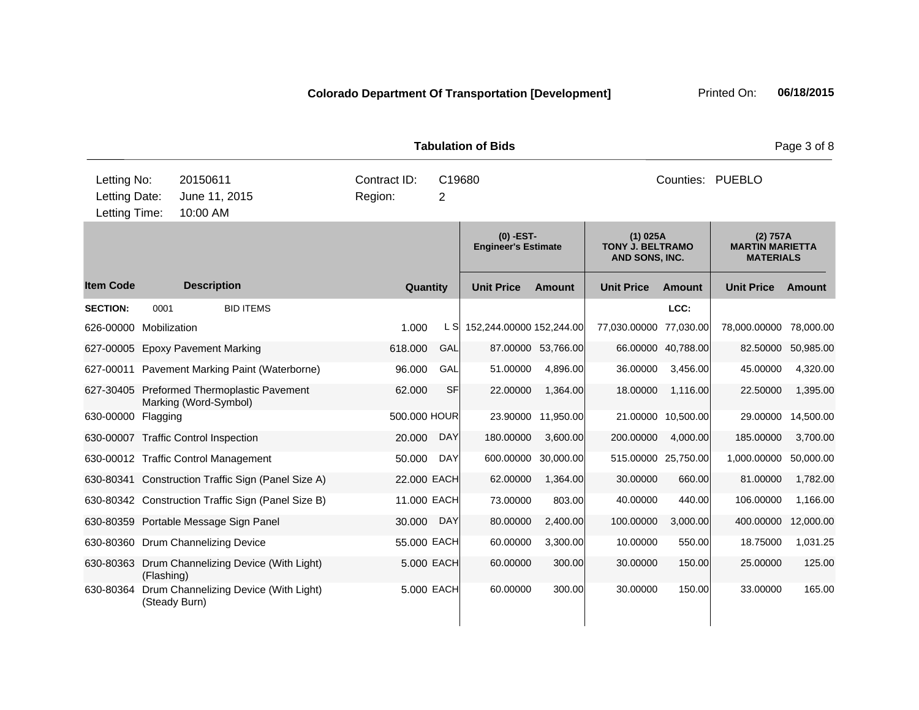**Colorado Department Of Transportation [Development]** Printed On: **06/18/2015**

**Tabulation of Bids**

| | | | | |
|---|---|---|---|---|
| Letting No: | 20150611 | Contract ID: | C19680 | Counties: PUEBLO |
| Letting Date: | June 11, 2015 | Region: | 2 | |
| Letting Time: | 10:00 AM | | | |

| | | | | (0) -EST- Engineer's Estimate | | (1) 025A TONY J. BELTRAMO AND SONS, INC. | | (2) 757A MARTIN MARIETTA MATERIALS | |
|---|---|---|---|---|---|---|---|---|---|
| **Item Code** | **Description** | **Quantity** | | **Unit Price** | **Amount** | **Unit Price** | **Amount** | **Unit Price** | **Amount** |
| **SECTION:** | 0001 BID ITEMS | | | | | | **LCC:** | | |
| 626-00000 | Mobilization | 1.000 | L S | 152,244.00000 | 152,244.00 | 77,030.00000 | 77,030.00 | 78,000.00000 | 78,000.00 |
| 627-00005 | Epoxy Pavement Marking | 618.000 | GAL | 87.00000 | 53,766.00 | 66.00000 | 40,788.00 | 82.50000 | 50,985.00 |
| 627-00011 | Pavement Marking Paint (Waterborne) | 96.000 | GAL | 51.00000 | 4,896.00 | 36.00000 | 3,456.00 | 45.00000 | 4,320.00 |
| 627-30405 | Preformed Thermoplastic Pavement Marking (Word-Symbol) | 62.000 | SF | 22.00000 | 1,364.00 | 18.00000 | 1,116.00 | 22.50000 | 1,395.00 |
| 630-00000 | Flagging | 500.000 | HOUR | 23.90000 | 11,950.00 | 21.00000 | 10,500.00 | 29.00000 | 14,500.00 |
| 630-00007 | Traffic Control Inspection | 20.000 | DAY | 180.00000 | 3,600.00 | 200.00000 | 4,000.00 | 185.00000 | 3,700.00 |
| 630-00012 | Traffic Control Management | 50.000 | DAY | 600.00000 | 30,000.00 | 515.00000 | 25,750.00 | 1,000.00000 | 50,000.00 |
| 630-80341 | Construction Traffic Sign (Panel Size A) | 22.000 | EACH | 62.00000 | 1,364.00 | 30.00000 | 660.00 | 81.00000 | 1,782.00 |
| 630-80342 | Construction Traffic Sign (Panel Size B) | 11.000 | EACH | 73.00000 | 803.00 | 40.00000 | 440.00 | 106.00000 | 1,166.00 |
| 630-80359 | Portable Message Sign Panel | 30.000 | DAY | 80.00000 | 2,400.00 | 100.00000 | 3,000.00 | 400.00000 | 12,000.00 |
| 630-80360 | Drum Channelizing Device | 55.000 | EACH | 60.00000 | 3,300.00 | 10.00000 | 550.00 | 18.75000 | 1,031.25 |
| 630-80363 | Drum Channelizing Device (With Light) (Flashing) | 5.000 | EACH | 60.00000 | 300.00 | 30.00000 | 150.00 | 25.00000 | 125.00 |
| 630-80364 | Drum Channelizing Device (With Light) (Steady Burn) | 5.000 | EACH | 60.00000 | 300.00 | 30.00000 | 150.00 | 33.00000 | 165.00 |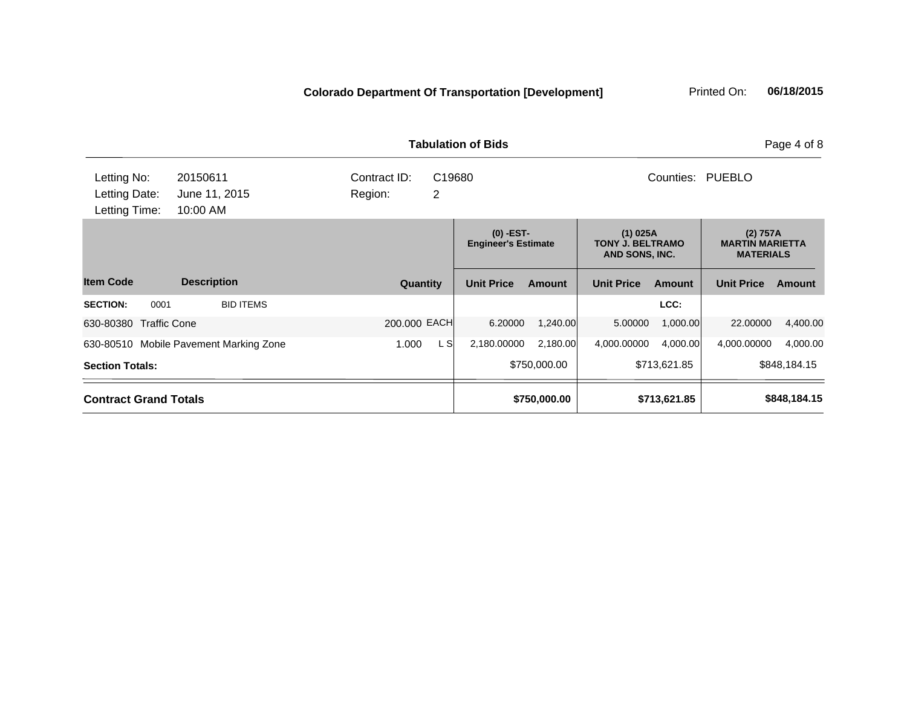**Colorado Department Of Transportation [Development]** Printed On: **06/18/2015**

**Tabulation of Bids**

| Letting No: | 20150611 | Contract ID: | C19680 | Counties: | PUEBLO |
|---|---|---|---|---|---|
| Letting Date: | June 11, 2015 | Region: | 2 | | |
| Letting Time: | 10:00 AM | | | | |

| Item Code | Description | Quantity | | (0) -EST- Engineer's Estimate | | (1) 025A TONY J. BELTRAMO AND SONS, INC. | | (2) 757A MARTIN MARIETTA MATERIALS | |
|---|---|---|---|---|---|---|---|---|---|
| | | | | Unit Price | Amount | Unit Price | Amount | Unit Price | Amount |
| **SECTION:** 0001 | BID ITEMS | | | | | | LCC: | | |
| 630-80380 | Traffic Cone | 200.000 | EACH | 6.20000 | 1,240.00 | 5.00000 | 1,000.00 | 22.00000 | 4,400.00 |
| 630-80510 | Mobile Pavement Marking Zone | 1.000 | L S | 2,180.00000 | 2,180.00 | 4,000.00000 | 4,000.00 | 4,000.00000 | 4,000.00 |
| **Section Totals:** | | | | | $750,000.00 | | $713,621.85 | | $848,184.15 |
| **Contract Grand Totals** | | | | | **$750,000.00** | | **$713,621.85** | | **$848,184.15** |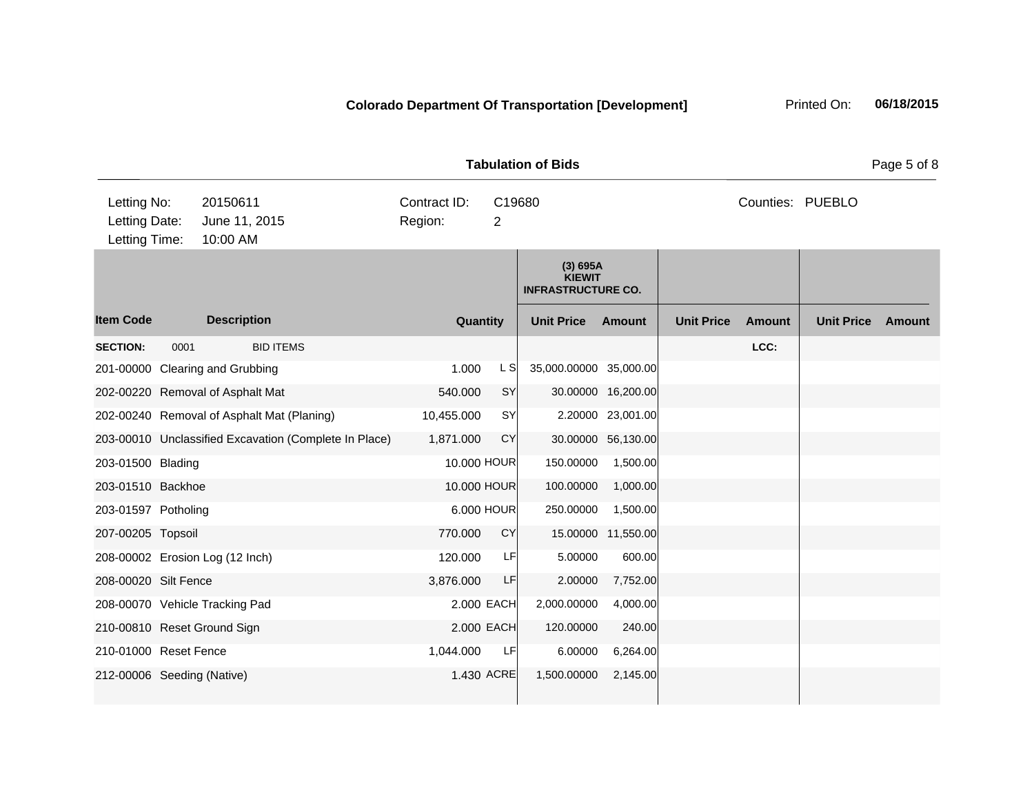**Colorado Department Of Transportation [Development]** Printed On: **06/18/2015**

**Tabulation of Bids**

| | | | |
|---|---|---|---|
| Letting No: | 20150611 | Contract ID: | C19680 |
| Letting Date: | June 11, 2015 | Region: | 2 |
| Letting Time: | 10:00 AM | | |

Counties: PUEBLO

| | | | | (3) 695A KIEWIT INFRASTRUCTURE CO. | | | | | |
|---|---|---|---|---|---|---|---|---|---|
| **Item Code** | **Description** | **Quantity** | | **Unit Price** | **Amount** | **Unit Price** | **Amount** | **Unit Price** | **Amount** |
| **SECTION:** | 0001 BID ITEMS | | | | | | LCC: | | |
| 201-00000 | Clearing and Grubbing | 1.000 | L S | 35,000.00000 | 35,000.00 | | | | |
| 202-00220 | Removal of Asphalt Mat | 540.000 | SY | 30.00000 | 16,200.00 | | | | |
| 202-00240 | Removal of Asphalt Mat (Planing) | 10,455.000 | SY | 2.20000 | 23,001.00 | | | | |
| 203-00010 | Unclassified Excavation (Complete In Place) | 1,871.000 | CY | 30.00000 | 56,130.00 | | | | |
| 203-01500 | Blading | 10.000 | HOUR | 150.00000 | 1,500.00 | | | | |
| 203-01510 | Backhoe | 10.000 | HOUR | 100.00000 | 1,000.00 | | | | |
| 203-01597 | Potholing | 6.000 | HOUR | 250.00000 | 1,500.00 | | | | |
| 207-00205 | Topsoil | 770.000 | CY | 15.00000 | 11,550.00 | | | | |
| 208-00002 | Erosion Log (12 Inch) | 120.000 | LF | 5.00000 | 600.00 | | | | |
| 208-00020 | Silt Fence | 3,876.000 | LF | 2.00000 | 7,752.00 | | | | |
| 208-00070 | Vehicle Tracking Pad | 2.000 | EACH | 2,000.00000 | 4,000.00 | | | | |
| 210-00810 | Reset Ground Sign | 2.000 | EACH | 120.00000 | 240.00 | | | | |
| 210-01000 | Reset Fence | 1,044.000 | LF | 6.00000 | 6,264.00 | | | | |
| 212-00006 | Seeding (Native) | 1.430 | ACRE | 1,500.00000 | 2,145.00 | | | | |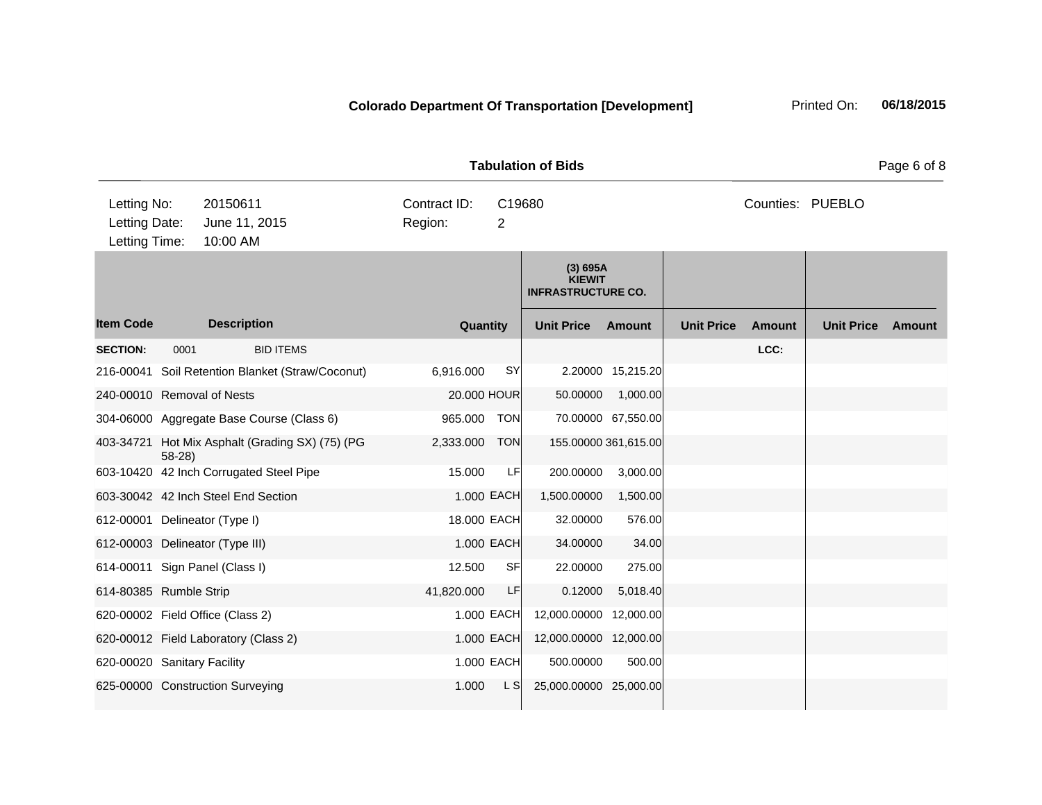**Colorado Department Of Transportation [Development]** Printed On: **06/18/2015**

**Tabulation of Bids**

| | | | |
|---|---|---|---|
| Letting No: | 20150611 | Contract ID: | C19680 |
| Letting Date: | June 11, 2015 | Region: | 2 |
| Letting Time: | 10:00 AM | | |

Counties: PUEBLO

| Item Code | Description | Quantity | | (3) 695A KIEWIT INFRASTRUCTURE CO. Unit Price | Amount | Unit Price | Amount | Unit Price | Amount |
|---|---|---|---|---|---|---|---|---|---|
| **SECTION:** | 0001 BID ITEMS | | | | | | LCC: | | |
| 216-00041 | Soil Retention Blanket (Straw/Coconut) | 6,916.000 | SY | 2.20000 | 15,215.20 | | | | |
| 240-00010 | Removal of Nests | 20.000 | HOUR | 50.00000 | 1,000.00 | | | | |
| 304-06000 | Aggregate Base Course (Class 6) | 965.000 | TON | 70.00000 | 67,550.00 | | | | |
| 403-34721 | Hot Mix Asphalt (Grading SX) (75) (PG 58-28) | 2,333.000 | TON | 155.00000 | 361,615.00 | | | | |
| 603-10420 | 42 Inch Corrugated Steel Pipe | 15.000 | LF | 200.00000 | 3,000.00 | | | | |
| 603-30042 | 42 Inch Steel End Section | 1.000 | EACH | 1,500.00000 | 1,500.00 | | | | |
| 612-00001 | Delineator (Type I) | 18.000 | EACH | 32.00000 | 576.00 | | | | |
| 612-00003 | Delineator (Type III) | 1.000 | EACH | 34.00000 | 34.00 | | | | |
| 614-00011 | Sign Panel (Class I) | 12.500 | SF | 22.00000 | 275.00 | | | | |
| 614-80385 | Rumble Strip | 41,820.000 | LF | 0.12000 | 5,018.40 | | | | |
| 620-00002 | Field Office (Class 2) | 1.000 | EACH | 12,000.00000 | 12,000.00 | | | | |
| 620-00012 | Field Laboratory (Class 2) | 1.000 | EACH | 12,000.00000 | 12,000.00 | | | | |
| 620-00020 | Sanitary Facility | 1.000 | EACH | 500.00000 | 500.00 | | | | |
| 625-00000 | Construction Surveying | 1.000 | L S | 25,000.00000 | 25,000.00 | | | | |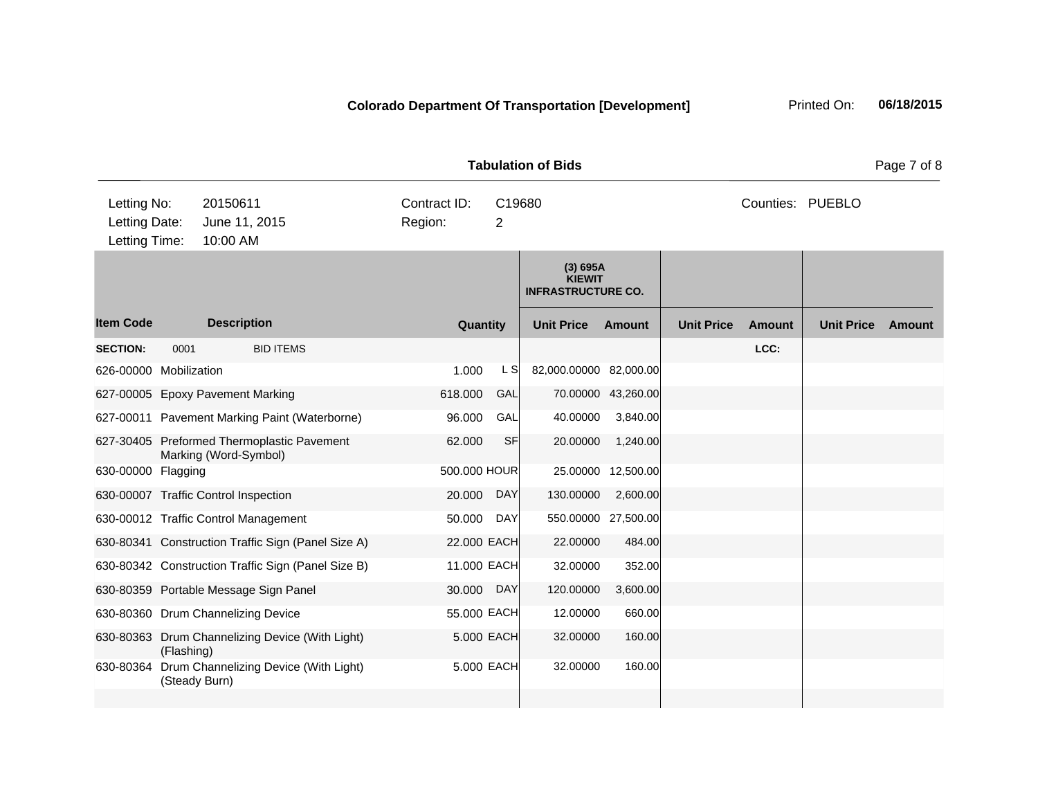**Colorado Department Of Transportation [Development]** Printed On: **06/18/2015**

**Tabulation of Bids**

| | | | | | |
|---|---|---|---|---|---|
| Letting No: | 20150611 | Contract ID: | C19680 | Counties: | PUEBLO |
| Letting Date: | June 11, 2015 | Region: | 2 | | |
| Letting Time: | 10:00 AM | | | | |

| Item Code | Description | Quantity | | (3) 695A KIEWIT INFRASTRUCTURE CO. Unit Price | Amount | Unit Price | Amount | Unit Price | Amount |
|---|---|---|---|---|---|---|---|---|---|
| **SECTION:** | 0001 BID ITEMS | | | | | | LCC: | | |
| 626-00000 | Mobilization | 1.000 | L S | 82,000.00000 | 82,000.00 | | | | |
| 627-00005 | Epoxy Pavement Marking | 618.000 | GAL | 70.00000 | 43,260.00 | | | | |
| 627-00011 | Pavement Marking Paint (Waterborne) | 96.000 | GAL | 40.00000 | 3,840.00 | | | | |
| 627-30405 | Preformed Thermoplastic Pavement Marking (Word-Symbol) | 62.000 | SF | 20.00000 | 1,240.00 | | | | |
| 630-00000 | Flagging | 500.000 | HOUR | 25.00000 | 12,500.00 | | | | |
| 630-00007 | Traffic Control Inspection | 20.000 | DAY | 130.00000 | 2,600.00 | | | | |
| 630-00012 | Traffic Control Management | 50.000 | DAY | 550.00000 | 27,500.00 | | | | |
| 630-80341 | Construction Traffic Sign (Panel Size A) | 22.000 | EACH | 22.00000 | 484.00 | | | | |
| 630-80342 | Construction Traffic Sign (Panel Size B) | 11.000 | EACH | 32.00000 | 352.00 | | | | |
| 630-80359 | Portable Message Sign Panel | 30.000 | DAY | 120.00000 | 3,600.00 | | | | |
| 630-80360 | Drum Channelizing Device | 55.000 | EACH | 12.00000 | 660.00 | | | | |
| 630-80363 | Drum Channelizing Device (With Light) (Flashing) | 5.000 | EACH | 32.00000 | 160.00 | | | | |
| 630-80364 | Drum Channelizing Device (With Light) (Steady Burn) | 5.000 | EACH | 32.00000 | 160.00 | | | | |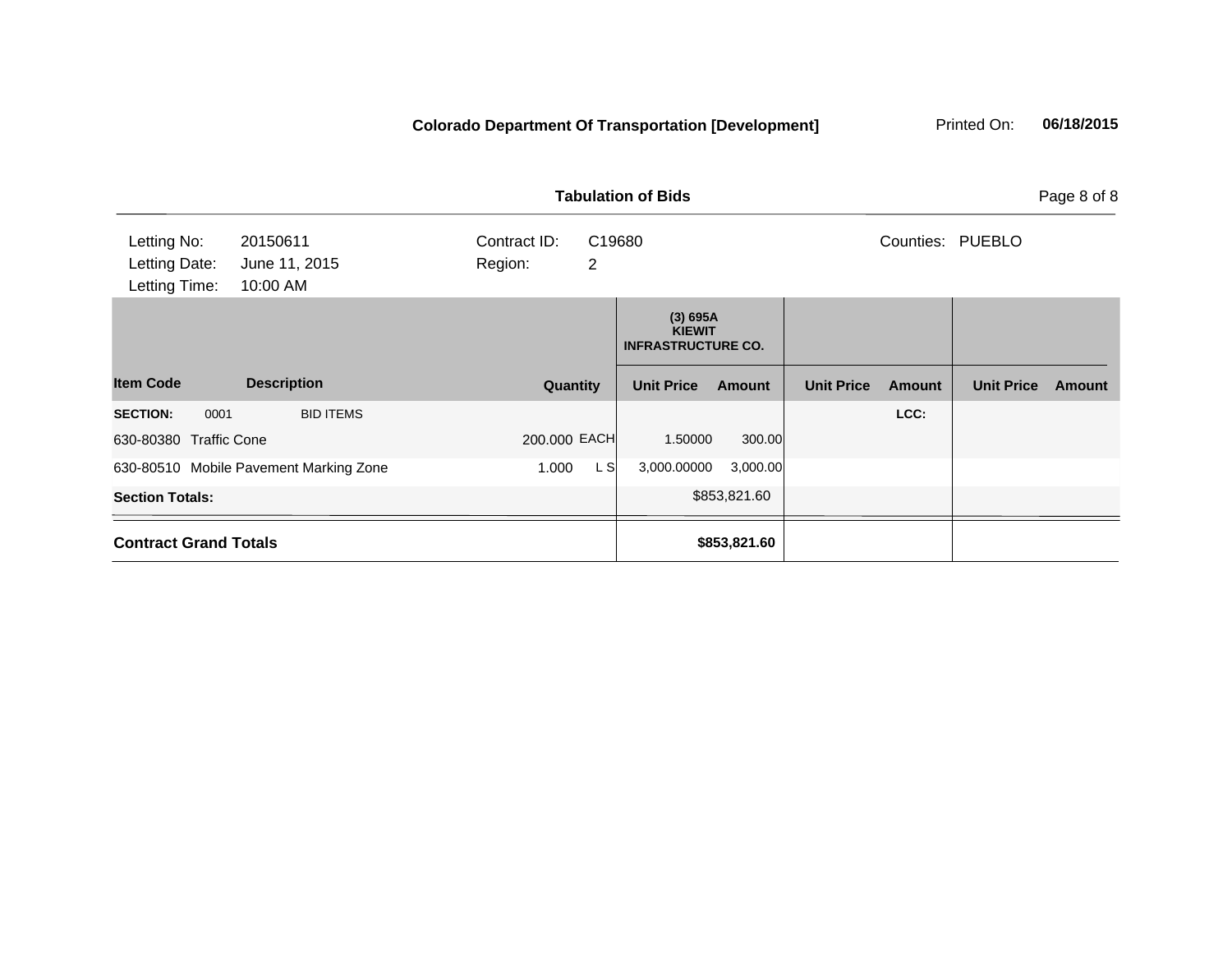**Colorado Department Of Transportation [Development]** Printed On: **06/18/2015**

**Tabulation of Bids**

| | | | |
|---|---|---|---|
| Letting No: 20150611 | Contract ID: C19680 | | Counties: PUEBLO |
| Letting Date: June 11, 2015 | Region: 2 | | |
| Letting Time: 10:00 AM | | | |

| Item Code | Description | Quantity | | (3) 695A KIEWIT INFRASTRUCTURE CO. Unit Price | Amount | Unit Price | Amount | Unit Price | Amount |
|---|---|---|---|---|---|---|---|---|---|
| **SECTION:** 0001 | BID ITEMS | | | | | | **LCC:** | | |
| 630-80380 | Traffic Cone | 200.000 | EACH | 1.50000 | 300.00 | | | | |
| 630-80510 | Mobile Pavement Marking Zone | 1.000 | L S | 3,000.00000 | 3,000.00 | | | | |
| **Section Totals:** | | | | | $853,821.60 | | | | |
| **Contract Grand Totals** | | | | | **$853,821.60** | | | | |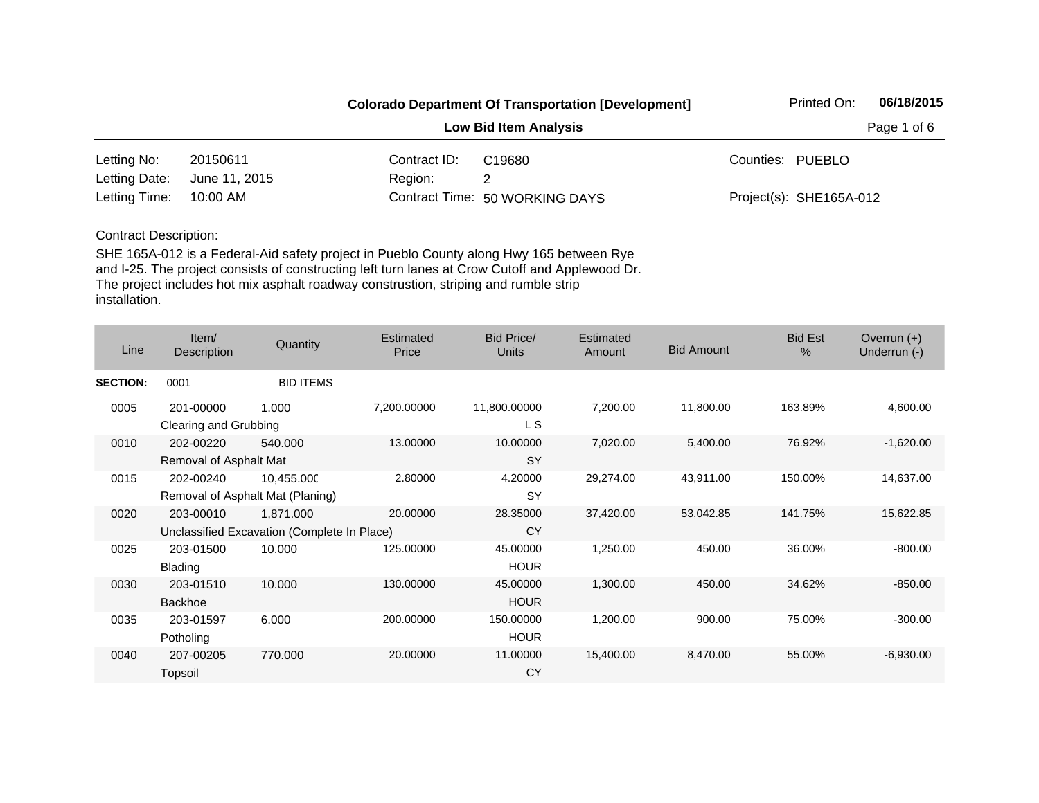**Colorado Department Of Transportation [Development]**

**Printed On: 06/18/2015**

**Low Bid Item Analysis**

| | | | | | |
|---|---|---|---|---|---|
| Letting No: | 20150611 | Contract ID: | C19680 | Counties: | PUEBLO |
| Letting Date: | June 11, 2015 | Region: | 2 | | |
| Letting Time: | 10:00 AM | Contract Time: | 50 WORKING DAYS | Project(s): | SHE165A-012 |

Contract Description:

SHE 165A-012 is a Federal-Aid safety project in Pueblo County along Hwy 165 between Rye and I-25. The project consists of constructing left turn lanes at Crow Cutoff and Applewood Dr. The project includes hot mix asphalt roadway construstion, striping and rumble strip installation.

| Line | Item/ Description | Quantity | Estimated Price | Bid Price/ Units | Estimated Amount | Bid Amount | Bid Est % | Overrun (+) Underrun (-) |
|---|---|---|---|---|---|---|---|---|
| **SECTION:** | 0001 | BID ITEMS | | | | | | |
| 0005 | 201-00000 Clearing and Grubbing | 1.000 | 7,200.00000 | 11,800.00000 L S | 7,200.00 | 11,800.00 | 163.89% | 4,600.00 |
| 0010 | 202-00220 Removal of Asphalt Mat | 540.000 | 13.00000 | 10.00000 SY | 7,020.00 | 5,400.00 | 76.92% | -1,620.00 |
| 0015 | 202-00240 Removal of Asphalt Mat (Planing) | 10,455.000 | 2.80000 | 4.20000 SY | 29,274.00 | 43,911.00 | 150.00% | 14,637.00 |
| 0020 | 203-00010 Unclassified Excavation (Complete In Place) | 1,871.000 | 20.00000 | 28.35000 CY | 37,420.00 | 53,042.85 | 141.75% | 15,622.85 |
| 0025 | 203-01500 Blading | 10.000 | 125.00000 | 45.00000 HOUR | 1,250.00 | 450.00 | 36.00% | -800.00 |
| 0030 | 203-01510 Backhoe | 10.000 | 130.00000 | 45.00000 HOUR | 1,300.00 | 450.00 | 34.62% | -850.00 |
| 0035 | 203-01597 Potholing | 6.000 | 200.00000 | 150.00000 HOUR | 1,200.00 | 900.00 | 75.00% | -300.00 |
| 0040 | 207-00205 Topsoil | 770.000 | 20.00000 | 11.00000 CY | 15,400.00 | 8,470.00 | 55.00% | -6,930.00 |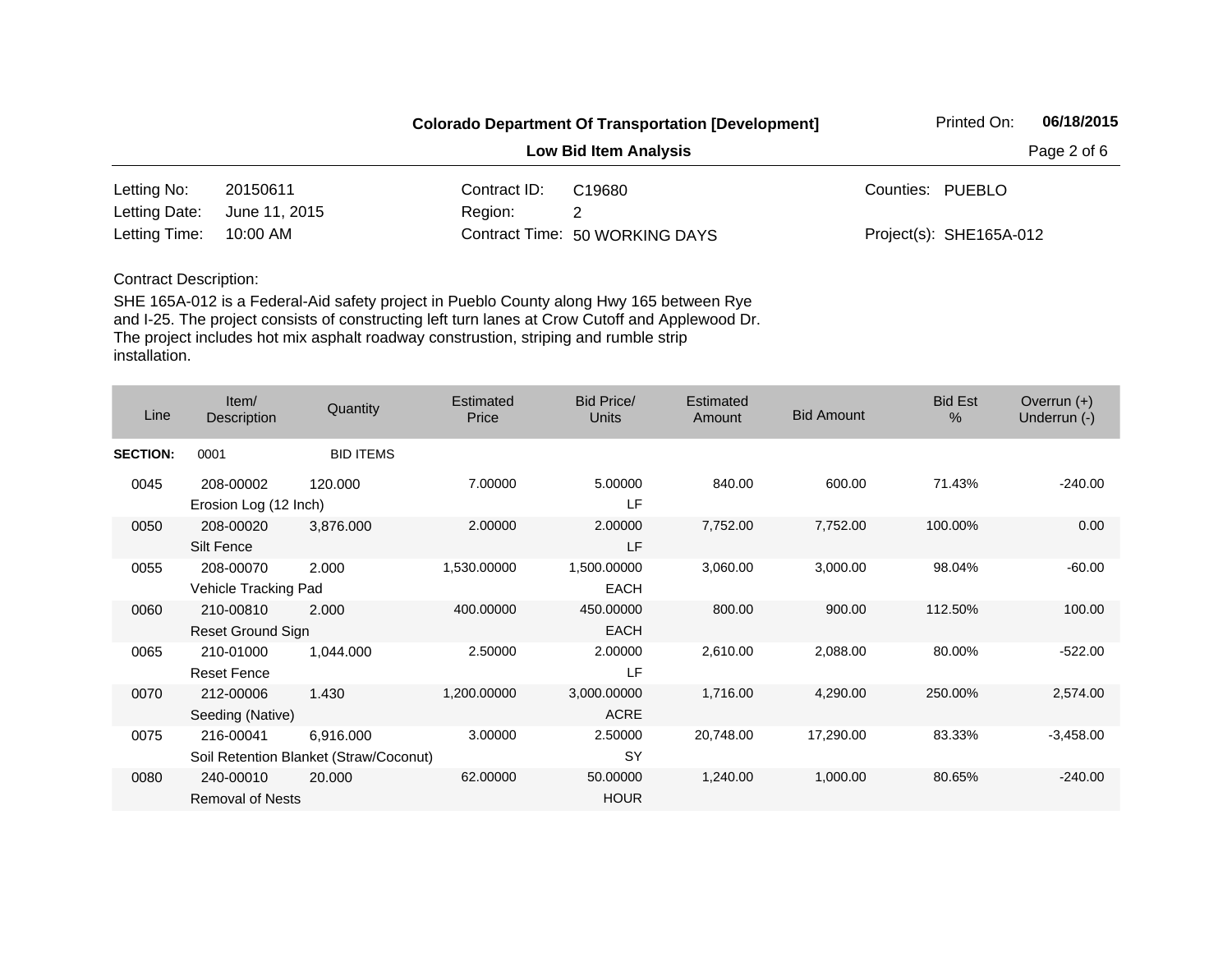**Colorado Department Of Transportation [Development]**

Printed On: **06/18/2015**

**Low Bid Item Analysis**

| | | | | | |
|---|---|---|---|---|---|
| Letting No: | 20150611 | Contract ID: | C19680 | Counties: | PUEBLO |
| Letting Date: | June 11, 2015 | Region: | 2 | | |
| Letting Time: | 10:00 AM | Contract Time: | 50 WORKING DAYS | Project(s): | SHE165A-012 |

Contract Description:

SHE 165A-012 is a Federal-Aid safety project in Pueblo County along Hwy 165 between Rye and I-25. The project consists of constructing left turn lanes at Crow Cutoff and Applewood Dr. The project includes hot mix asphalt roadway construstion, striping and rumble strip installation.

| Line | Item/ Description | Quantity | Estimated Price | Bid Price/ Units | Estimated Amount | Bid Amount | Bid Est % | Overrun (+) Underrun (-) |
|---|---|---|---|---|---|---|---|---|
| **SECTION:** | 0001 | BID ITEMS | | | | | | |
| 0045 | 208-00002 Erosion Log (12 Inch) | 120.000 | 7.00000 | 5.00000 LF | 840.00 | 600.00 | 71.43% | -240.00 |
| 0050 | 208-00020 Silt Fence | 3,876.000 | 2.00000 | 2.00000 LF | 7,752.00 | 7,752.00 | 100.00% | 0.00 |
| 0055 | 208-00070 Vehicle Tracking Pad | 2.000 | 1,530.00000 | 1,500.00000 EACH | 3,060.00 | 3,000.00 | 98.04% | -60.00 |
| 0060 | 210-00810 Reset Ground Sign | 2.000 | 400.00000 | 450.00000 EACH | 800.00 | 900.00 | 112.50% | 100.00 |
| 0065 | 210-01000 Reset Fence | 1,044.000 | 2.50000 | 2.00000 LF | 2,610.00 | 2,088.00 | 80.00% | -522.00 |
| 0070 | 212-00006 Seeding (Native) | 1.430 | 1,200.00000 | 3,000.00000 ACRE | 1,716.00 | 4,290.00 | 250.00% | 2,574.00 |
| 0075 | 216-00041 Soil Retention Blanket (Straw/Coconut) | 6,916.000 | 3.00000 | 2.50000 SY | 20,748.00 | 17,290.00 | 83.33% | -3,458.00 |
| 0080 | 240-00010 Removal of Nests | 20.000 | 62.00000 | 50.00000 HOUR | 1,240.00 | 1,000.00 | 80.65% | -240.00 |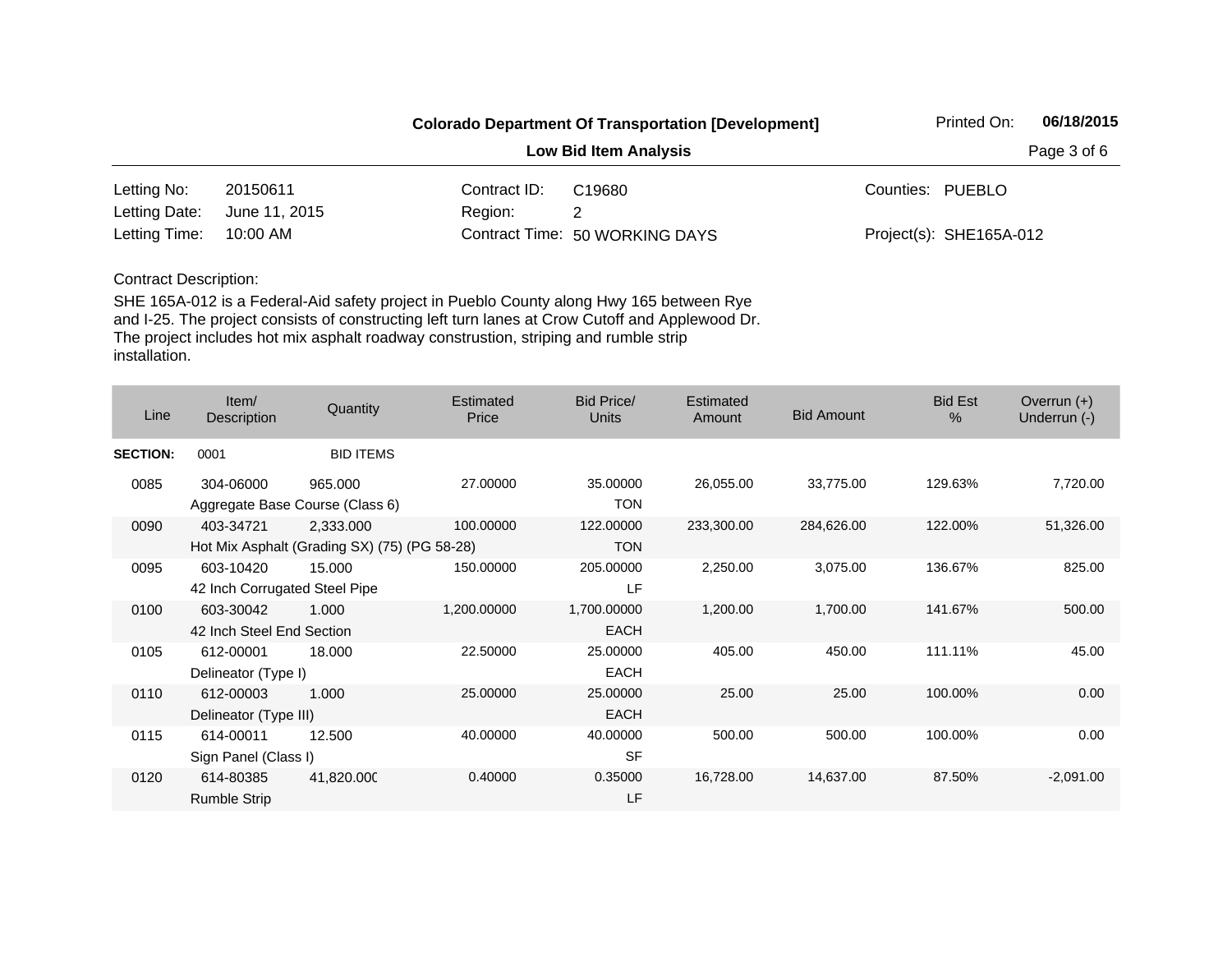**Colorado Department Of Transportation [Development]**

Printed On: **06/18/2015**

**Low Bid Item Analysis**

| | | | | | |
|---|---|---|---|---|---|
| Letting No: | 20150611 | Contract ID: | C19680 | Counties: | PUEBLO |
| Letting Date: | June 11, 2015 | Region: | 2 | | |
| Letting Time: | 10:00 AM | Contract Time: | 50 WORKING DAYS | Project(s): | SHE165A-012 |

Contract Description:

SHE 165A-012 is a Federal-Aid safety project in Pueblo County along Hwy 165 between Rye and I-25. The project consists of constructing left turn lanes at Crow Cutoff and Applewood Dr. The project includes hot mix asphalt roadway construstion, striping and rumble strip installation.

| Line | Item/ Description | Quantity | Estimated Price | Bid Price/ Units | Estimated Amount | Bid Amount | Bid Est % | Overrun (+) Underrun (-) |
|---|---|---|---|---|---|---|---|---|
| **SECTION:** | 0001 | BID ITEMS | | | | | | |
| 0085 | 304-06000 Aggregate Base Course (Class 6) | 965.000 | 27.00000 | 35.00000 TON | 26,055.00 | 33,775.00 | 129.63% | 7,720.00 |
| 0090 | 403-34721 Hot Mix Asphalt (Grading SX) (75) (PG 58-28) | 2,333.000 | 100.00000 | 122.00000 TON | 233,300.00 | 284,626.00 | 122.00% | 51,326.00 |
| 0095 | 603-10420 42 Inch Corrugated Steel Pipe | 15.000 | 150.00000 | 205.00000 LF | 2,250.00 | 3,075.00 | 136.67% | 825.00 |
| 0100 | 603-30042 42 Inch Steel End Section | 1.000 | 1,200.00000 | 1,700.00000 EACH | 1,200.00 | 1,700.00 | 141.67% | 500.00 |
| 0105 | 612-00001 Delineator (Type I) | 18.000 | 22.50000 | 25.00000 EACH | 405.00 | 450.00 | 111.11% | 45.00 |
| 0110 | 612-00003 Delineator (Type III) | 1.000 | 25.00000 | 25.00000 EACH | 25.00 | 25.00 | 100.00% | 0.00 |
| 0115 | 614-00011 Sign Panel (Class I) | 12.500 | 40.00000 | 40.00000 SF | 500.00 | 500.00 | 100.00% | 0.00 |
| 0120 | 614-80385 Rumble Strip | 41,820.000 | 0.40000 | 0.35000 LF | 16,728.00 | 14,637.00 | 87.50% | -2,091.00 |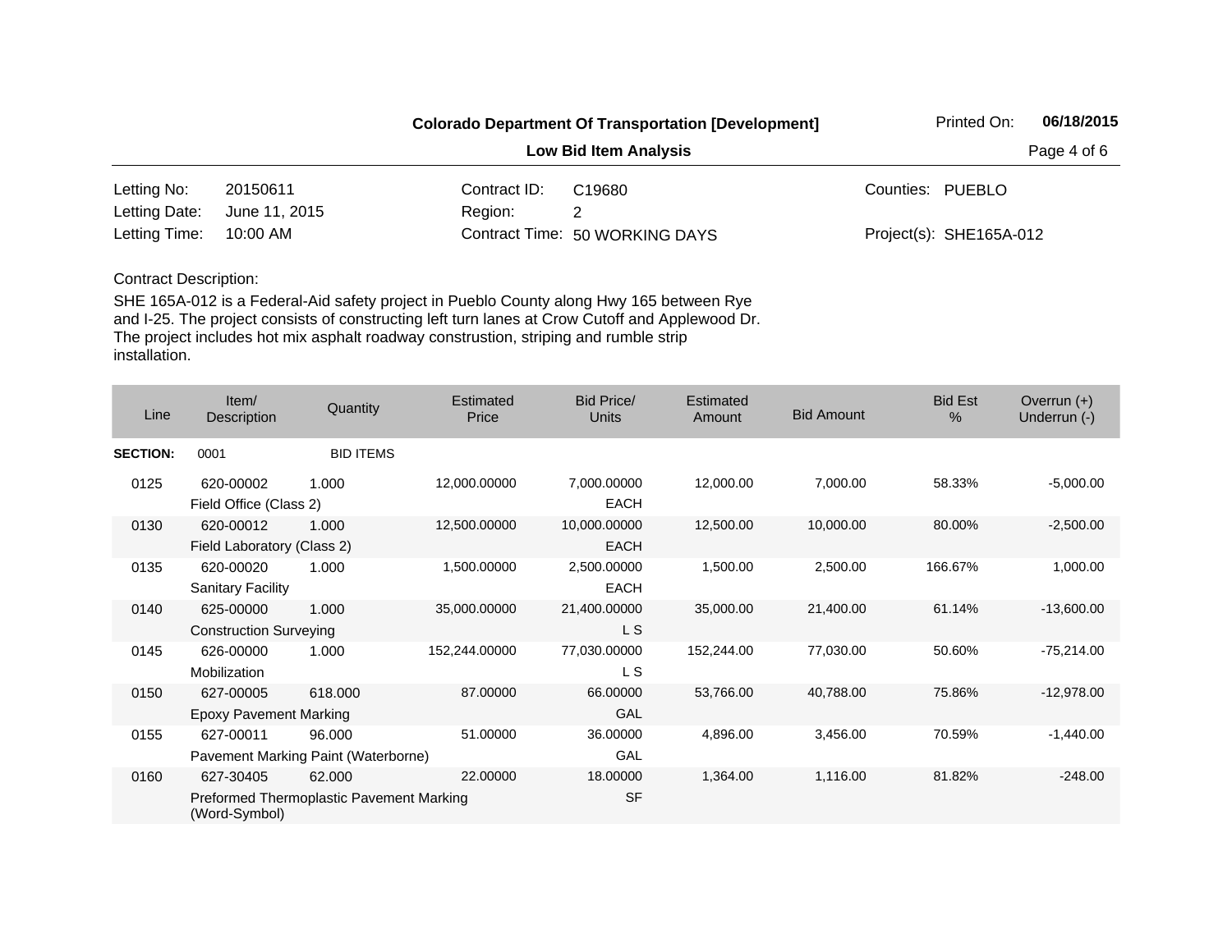**Colorado Department Of Transportation [Development]**

Printed On: **06/18/2015**

**Low Bid Item Analysis**

| | | | | | |
|---|---|---|---|---|---|
| Letting No: | 20150611 | Contract ID: | C19680 | Counties: | PUEBLO |
| Letting Date: | June 11, 2015 | Region: | 2 | | |
| Letting Time: | 10:00 AM | Contract Time: | 50 WORKING DAYS | Project(s): | SHE165A-012 |

Contract Description:

SHE 165A-012 is a Federal-Aid safety project in Pueblo County along Hwy 165 between Rye and I-25. The project consists of constructing left turn lanes at Crow Cutoff and Applewood Dr. The project includes hot mix asphalt roadway construstion, striping and rumble strip installation.

| Line | Item/ Description | Quantity | Estimated Price | Bid Price/ Units | Estimated Amount | Bid Amount | Bid Est % | Overrun (+) Underrun (-) |
|---|---|---|---|---|---|---|---|---|
| **SECTION:** | 0001 | BID ITEMS | | | | | | |
| 0125 | 620-00002 Field Office (Class 2) | 1.000 | 12,000.00000 | 7,000.00000 EACH | 12,000.00 | 7,000.00 | 58.33% | -5,000.00 |
| 0130 | 620-00012 Field Laboratory (Class 2) | 1.000 | 12,500.00000 | 10,000.00000 EACH | 12,500.00 | 10,000.00 | 80.00% | -2,500.00 |
| 0135 | 620-00020 Sanitary Facility | 1.000 | 1,500.00000 | 2,500.00000 EACH | 1,500.00 | 2,500.00 | 166.67% | 1,000.00 |
| 0140 | 625-00000 Construction Surveying | 1.000 | 35,000.00000 | 21,400.00000 L S | 35,000.00 | 21,400.00 | 61.14% | -13,600.00 |
| 0145 | 626-00000 Mobilization | 1.000 | 152,244.00000 | 77,030.00000 L S | 152,244.00 | 77,030.00 | 50.60% | -75,214.00 |
| 0150 | 627-00005 Epoxy Pavement Marking | 618.000 | 87.00000 | 66.00000 GAL | 53,766.00 | 40,788.00 | 75.86% | -12,978.00 |
| 0155 | 627-00011 Pavement Marking Paint (Waterborne) | 96.000 | 51.00000 | 36.00000 GAL | 4,896.00 | 3,456.00 | 70.59% | -1,440.00 |
| 0160 | 627-30405 Preformed Thermoplastic Pavement Marking (Word-Symbol) | 62.000 | 22.00000 | 18.00000 SF | 1,364.00 | 1,116.00 | 81.82% | -248.00 |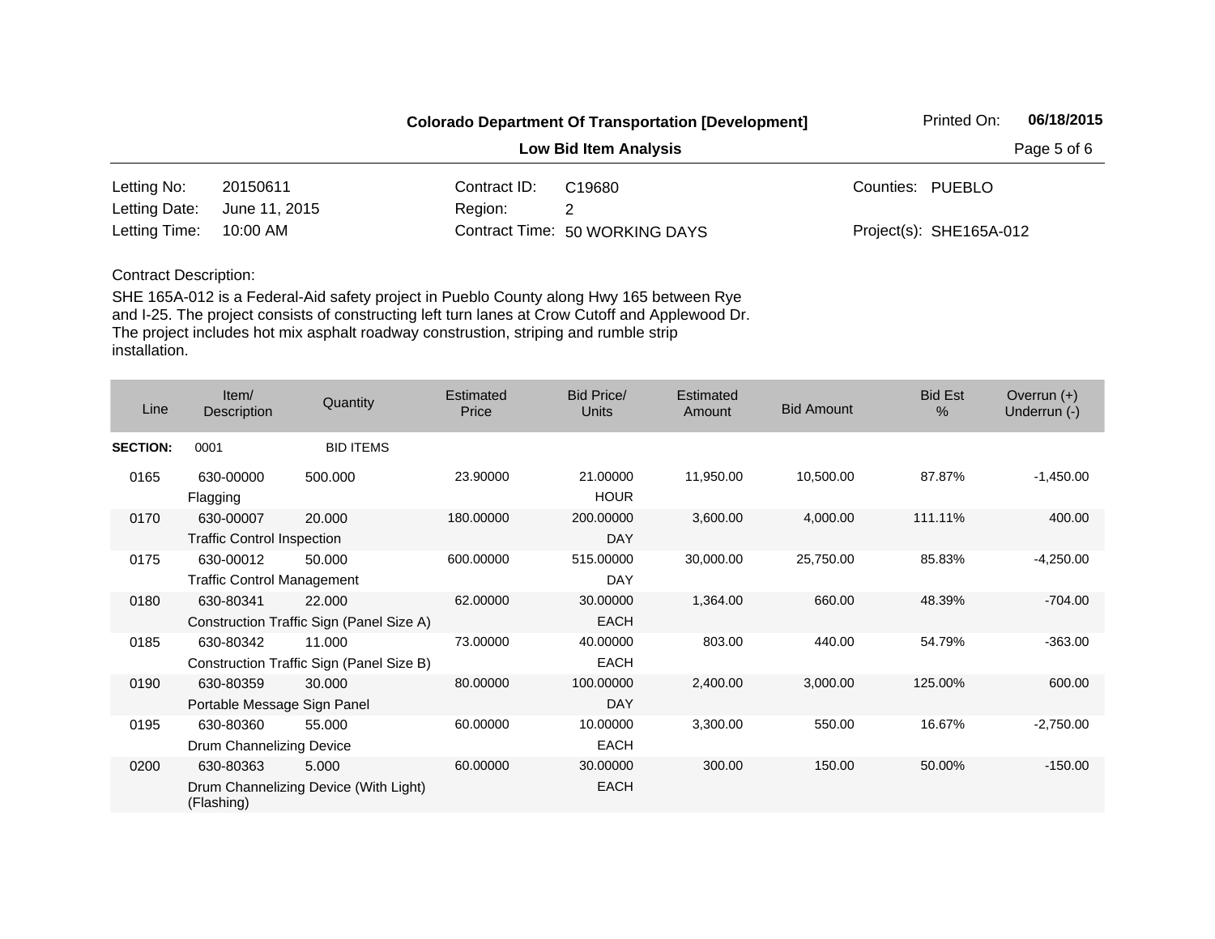**Colorado Department Of Transportation [Development]**

Printed On: **06/18/2015**

**Low Bid Item Analysis**

| | | | | | |
|---|---|---|---|---|---|
| Letting No: | 20150611 | Contract ID: | C19680 | Counties: | PUEBLO |
| Letting Date: | June 11, 2015 | Region: | 2 | | |
| Letting Time: | 10:00 AM | Contract Time: | 50 WORKING DAYS | Project(s): | SHE165A-012 |

Contract Description:

SHE 165A-012 is a Federal-Aid safety project in Pueblo County along Hwy 165 between Rye and I-25. The project consists of constructing left turn lanes at Crow Cutoff and Applewood Dr. The project includes hot mix asphalt roadway construstion, striping and rumble strip installation.

| Line | Item/ Description | Quantity | Estimated Price | Bid Price/ Units | Estimated Amount | Bid Amount | Bid Est % | Overrun (+) Underrun (-) |
|---|---|---|---|---|---|---|---|---|
| **SECTION:** | 0001 | BID ITEMS | | | | | | |
| 0165 | 630-00000 Flagging | 500.000 | 23.90000 | 21.00000 HOUR | 11,950.00 | 10,500.00 | 87.87% | -1,450.00 |
| 0170 | 630-00007 Traffic Control Inspection | 20.000 | 180.00000 | 200.00000 DAY | 3,600.00 | 4,000.00 | 111.11% | 400.00 |
| 0175 | 630-00012 Traffic Control Management | 50.000 | 600.00000 | 515.00000 DAY | 30,000.00 | 25,750.00 | 85.83% | -4,250.00 |
| 0180 | 630-80341 Construction Traffic Sign (Panel Size A) | 22.000 | 62.00000 | 30.00000 EACH | 1,364.00 | 660.00 | 48.39% | -704.00 |
| 0185 | 630-80342 Construction Traffic Sign (Panel Size B) | 11.000 | 73.00000 | 40.00000 EACH | 803.00 | 440.00 | 54.79% | -363.00 |
| 0190 | 630-80359 Portable Message Sign Panel | 30.000 | 80.00000 | 100.00000 DAY | 2,400.00 | 3,000.00 | 125.00% | 600.00 |
| 0195 | 630-80360 Drum Channelizing Device | 55.000 | 60.00000 | 10.00000 EACH | 3,300.00 | 550.00 | 16.67% | -2,750.00 |
| 0200 | 630-80363 Drum Channelizing Device (With Light) (Flashing) | 5.000 | 60.00000 | 30.00000 EACH | 300.00 | 150.00 | 50.00% | -150.00 |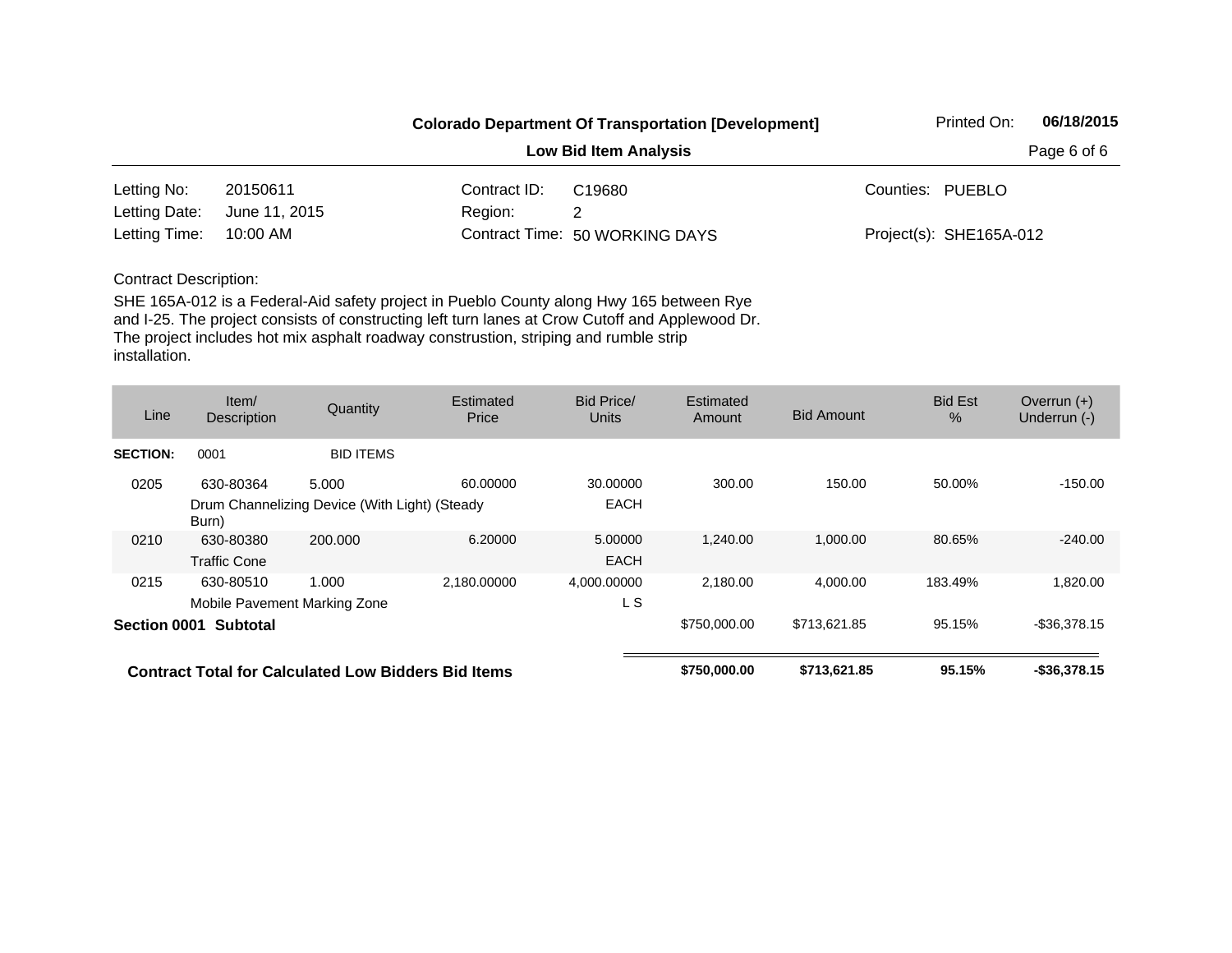**Colorado Department Of Transportation [Development]**

Printed On: **06/18/2015**

**Low Bid Item Analysis**

| | | | | | |
|---|---|---|---|---|---|
| Letting No: | 20150611 | Contract ID: | C19680 | Counties: | PUEBLO |
| Letting Date: | June 11, 2015 | Region: | 2 | | |
| Letting Time: | 10:00 AM | Contract Time: | 50 WORKING DAYS | Project(s): | SHE165A-012 |

Contract Description:

SHE 165A-012 is a Federal-Aid safety project in Pueblo County along Hwy 165 between Rye and I-25. The project consists of constructing left turn lanes at Crow Cutoff and Applewood Dr. The project includes hot mix asphalt roadway construstion, striping and rumble strip installation.

| Line | Item/ Description | Quantity | Estimated Price | Bid Price/ Units | Estimated Amount | Bid Amount | Bid Est % | Overrun (+) Underrun (-) |
|---|---|---|---|---|---|---|---|---|
| **SECTION:** | 0001 | BID ITEMS | | | | | | |
| 0205 | 630-80364 | 5.000 | 60.00000 | 30.00000 | 300.00 | 150.00 | 50.00% | -150.00 |
| | Drum Channelizing Device (With Light) (Steady Burn) | | | EACH | | | | |
| 0210 | 630-80380 | 200.000 | 6.20000 | 5.00000 | 1,240.00 | 1,000.00 | 80.65% | -240.00 |
| | Traffic Cone | | | EACH | | | | |
| 0215 | 630-80510 | 1.000 | 2,180.00000 | 4,000.00000 | 2,180.00 | 4,000.00 | 183.49% | 1,820.00 |
| | Mobile Pavement Marking Zone | | | L S | | | | |
| **Section 0001 Subtotal** | | | | | $750,000.00 | $713,621.85 | 95.15% | -$36,378.15 |
| **Contract Total for Calculated Low Bidders Bid Items** | | | | | **$750,000.00** | **$713,621.85** | **95.15%** | **-$36,378.15** |